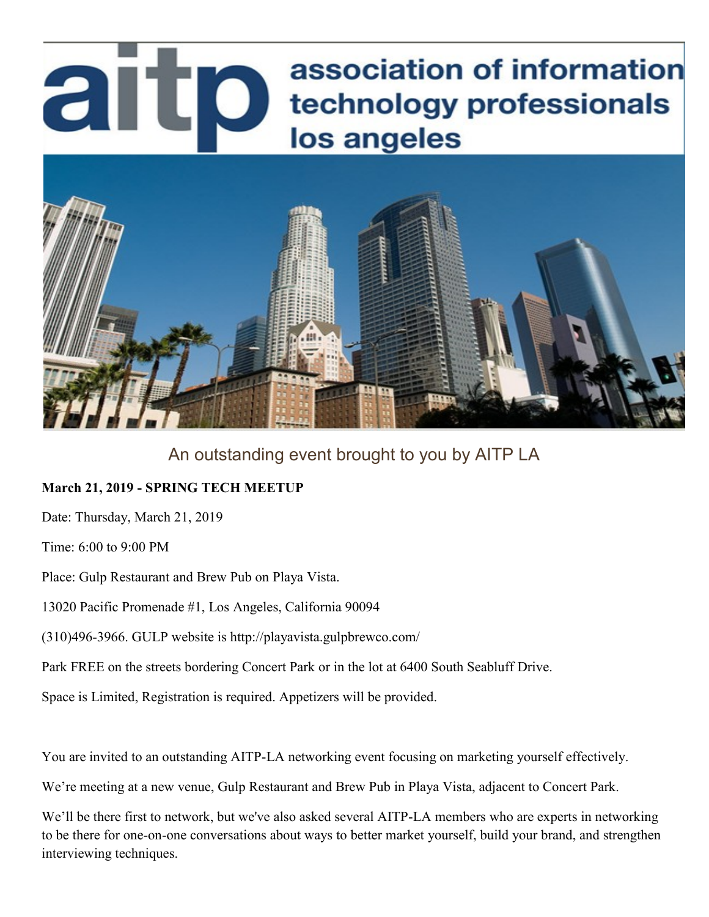An outstanding event brought to you by AITP LA

**March 21, 2019 - SPRING TECH MEETUP**

Date: Thursday, March 21, 2019

Time: 6:00 to 9:00 PM

Place: Gulp Restaurant and Brew Pub on Playa Vista.

13020 Pacific Promenade #1, Los Angeles, California 90094

(310)496-3966. GULP website is http://playavista.gulpbrewco.com/

Park FREE on the streets bordering Concert Park or in the lot at 6400 South Seabluff Drive.

Space is Limited, Registration is required. Appetizers will be provided.

You are invited to an outstanding AITP-LA networking event focusing on marketing yourself effectively.

We're meeting at a new venue, Gulp Restaurant and Brew Pub in Playa Vista, adjacent to Concert Park.

We'll be there first to network, but we've also asked several AITP-LA members who are experts in networking to be there for one-on-one conversations about ways to better market yourself, build your brand, and strengthen interviewing techniques.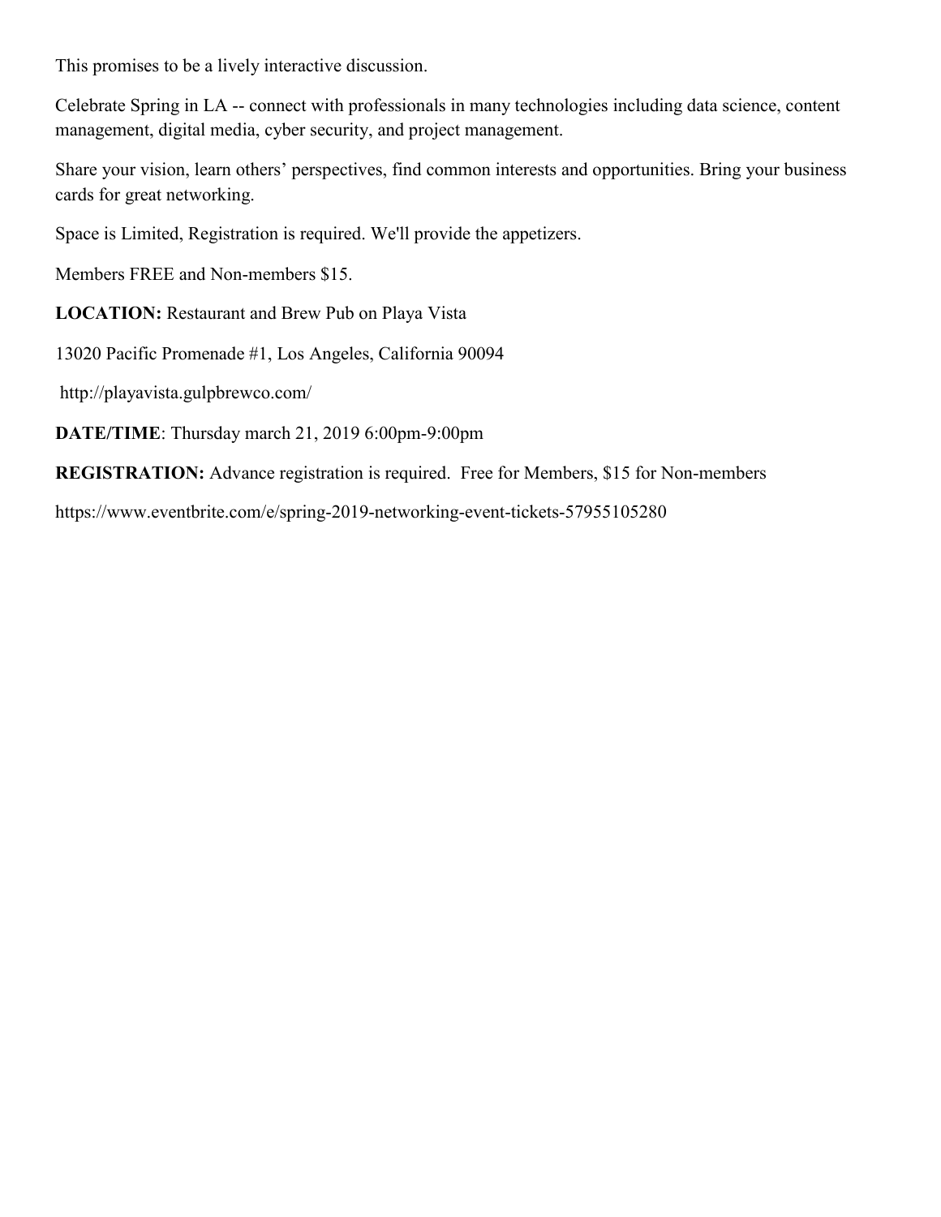This promises to be a lively interactive discussion.

Celebrate Spring in LA -- connect with professionals in many technologies including data science, content management, digital media, cyber security, and project management.

Share your vision, learn others' perspectives, find common interests and opportunities. Bring your business cards for great networking.

Space is Limited, Registration is required. We'll provide the appetizers.

Members FREE and Non-members $15.

**LOCATION:** Restaurant and Brew Pub on Playa Vista

13020 Pacific Promenade #1, Los Angeles, California 90094

http://playavista.gulpbrewco.com/

**DATE/TIME**: Thursday march 21, 2019 6:00pm-9:00pm

**REGISTRATION:** Advance registration is required. Free for Members, $15 for Non-members

https://www.eventbrite.com/e/spring-2019-networking-event-tickets-57955105280